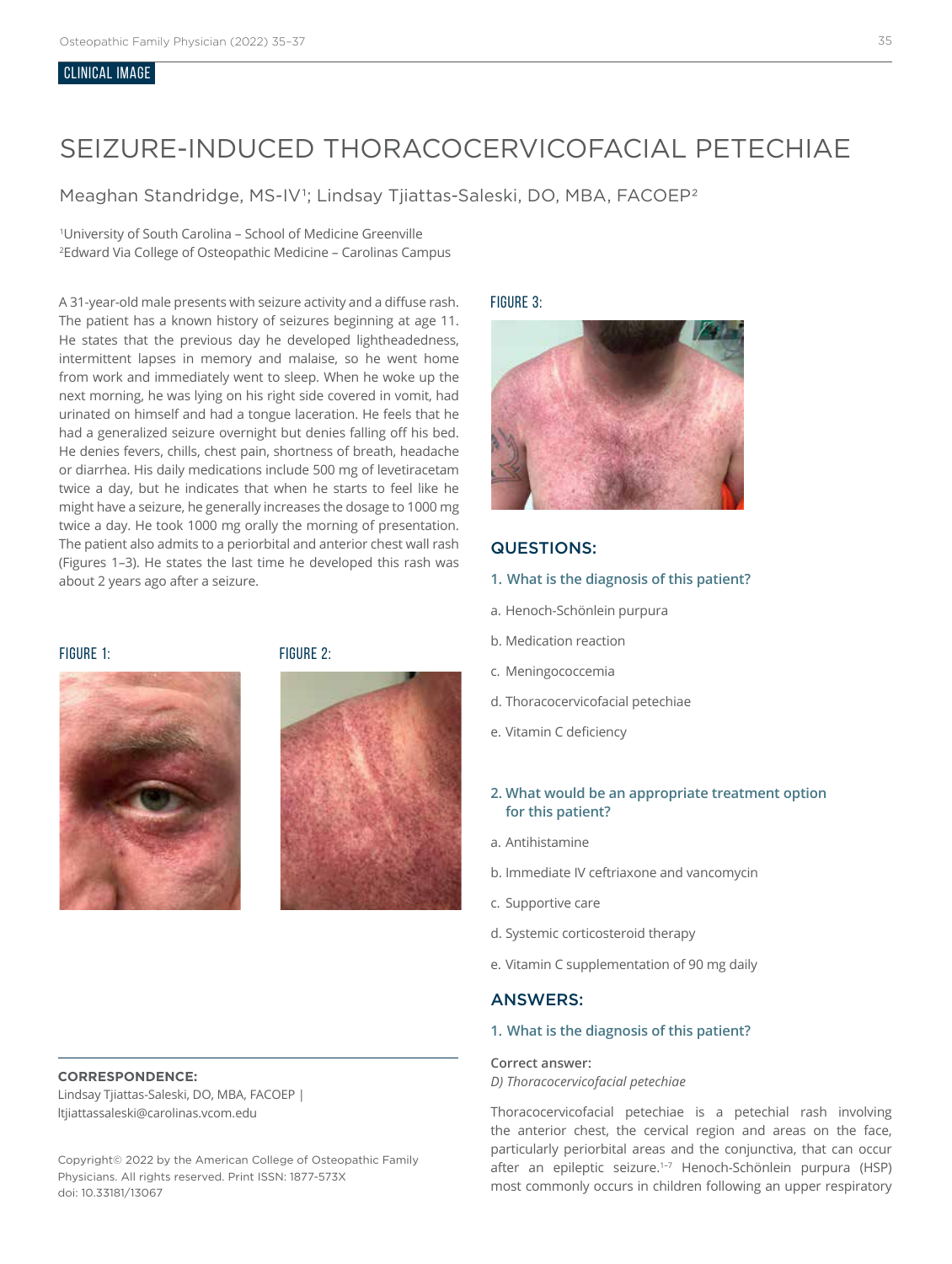CLINICAL IMAGE

# SEIZURE-INDUCED THORACOCERVICOFACIAL PETECHIAE

Meaghan Standridge, MS-IV[1]; Lindsay Tjiattas-Saleski, DO, MBA, FACOEP[2]

[1]University of South Carolina – School of Medicine Greenville
[2]Edward Via College of Osteopathic Medicine – Carolinas Campus

A 31-year-old male presents with seizure activity and a diffuse rash. The patient has a known history of seizures beginning at age 11. He states that the previous day he developed lightheadedness, intermittent lapses in memory and malaise, so he went home from work and immediately went to sleep. When he woke up the next morning, he was lying on his right side covered in vomit, had urinated on himself and had a tongue laceration. He feels that he had a generalized seizure overnight but denies falling off his bed. He denies fevers, chills, chest pain, shortness of breath, headache or diarrhea. His daily medications include 500 mg of levetiracetam twice a day, but he indicates that when he starts to feel like he might have a seizure, he generally increases the dosage to 1000 mg twice a day. He took 1000 mg orally the morning of presentation. The patient also admits to a periorbital and anterior chest wall rash (Figures 1–3). He states the last time he developed this rash was about 2 years ago after a seizure.

FIGURE 1:

FIGURE 2:

FIGURE 3:

## QUESTIONS:

### 1. What is the diagnosis of this patient?

a. Henoch-Schönlein purpura

b. Medication reaction

c. Meningococcemia

d. Thoracocervicofacial petechiae

e. Vitamin C deficiency

### 2. What would be an appropriate treatment option for this patient?

a. Antihistamine

b. Immediate IV ceftriaxone and vancomycin

c. Supportive care

d. Systemic corticosteroid therapy

e. Vitamin C supplementation of 90 mg daily

## ANSWERS:

### 1. What is the diagnosis of this patient?

**Correct answer:**
*D) Thoracocervicofacial petechiae*

Thoracocervicofacial petechiae is a petechial rash involving the anterior chest, the cervical region and areas on the face, particularly periorbital areas and the conjunctiva, that can occur after an epileptic seizure.[1–7] Henoch-Schönlein purpura (HSP) most commonly occurs in children following an upper respiratory

**CORRESPONDENCE:**
Lindsay Tjiattas-Saleski, DO, MBA, FACOEP | ltjiattassaleski@carolinas.vcom.edu

Copyright© 2022 by the American College of Osteopathic Family Physicians. All rights reserved. Print ISSN: 1877-573X
doi: 10.33181/13067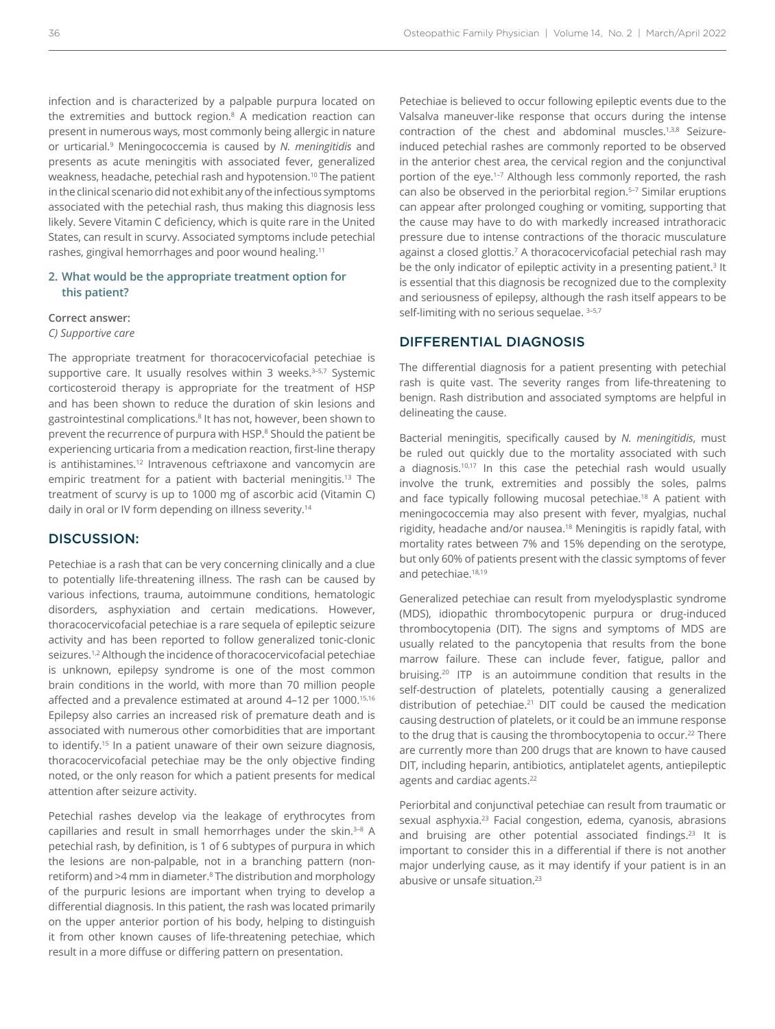infection and is characterized by a palpable purpura located on the extremities and buttock region.[8] A medication reaction can present in numerous ways, most commonly being allergic in nature or urticarial.[9] Meningococcemia is caused by *N. meningitidis* and presents as acute meningitis with associated fever, generalized weakness, headache, petechial rash and hypotension.[10] The patient in the clinical scenario did not exhibit any of the infectious symptoms associated with the petechial rash, thus making this diagnosis less likely. Severe Vitamin C deficiency, which is quite rare in the United States, can result in scurvy. Associated symptoms include petechial rashes, gingival hemorrhages and poor wound healing.[11]

**2. What would be the appropriate treatment option for this patient?**

**Correct answer:**

*C) Supportive care*

The appropriate treatment for thoracocervicofacial petechiae is supportive care. It usually resolves within 3 weeks.[3–5,7] Systemic corticosteroid therapy is appropriate for the treatment of HSP and has been shown to reduce the duration of skin lesions and gastrointestinal complications.[8] It has not, however, been shown to prevent the recurrence of purpura with HSP.[8] Should the patient be experiencing urticaria from a medication reaction, first-line therapy is antihistamines.[12] Intravenous ceftriaxone and vancomycin are empiric treatment for a patient with bacterial meningitis.[13] The treatment of scurvy is up to 1000 mg of ascorbic acid (Vitamin C) daily in oral or IV form depending on illness severity.[14]

## DISCUSSION:

Petechiae is a rash that can be very concerning clinically and a clue to potentially life-threatening illness. The rash can be caused by various infections, trauma, autoimmune conditions, hematologic disorders, asphyxiation and certain medications. However, thoracocervicofacial petechiae is a rare sequela of epileptic seizure activity and has been reported to follow generalized tonic-clonic seizures.[1,2] Although the incidence of thoracocervicofacial petechiae is unknown, epilepsy syndrome is one of the most common brain conditions in the world, with more than 70 million people affected and a prevalence estimated at around 4–12 per 1000.[15,16] Epilepsy also carries an increased risk of premature death and is associated with numerous other comorbidities that are important to identify.[15] In a patient unaware of their own seizure diagnosis, thoracocervicofacial petechiae may be the only objective finding noted, or the only reason for which a patient presents for medical attention after seizure activity.

Petechial rashes develop via the leakage of erythrocytes from capillaries and result in small hemorrhages under the skin.[3–8] A petechial rash, by definition, is 1 of 6 subtypes of purpura in which the lesions are non-palpable, not in a branching pattern (non-retiform) and >4 mm in diameter.[8] The distribution and morphology of the purpuric lesions are important when trying to develop a differential diagnosis. In this patient, the rash was located primarily on the upper anterior portion of his body, helping to distinguish it from other known causes of life-threatening petechiae, which result in a more diffuse or differing pattern on presentation.

Petechiae is believed to occur following epileptic events due to the Valsalva maneuver-like response that occurs during the intense contraction of the chest and abdominal muscles.[1,3,8] Seizure-induced petechial rashes are commonly reported to be observed in the anterior chest area, the cervical region and the conjunctival portion of the eye.[1–7] Although less commonly reported, the rash can also be observed in the periorbital region.[5–7] Similar eruptions can appear after prolonged coughing or vomiting, supporting that the cause may have to do with markedly increased intrathoracic pressure due to intense contractions of the thoracic musculature against a closed glottis.[7] A thoracocervicofacial petechial rash may be the only indicator of epileptic activity in a presenting patient.[3] It is essential that this diagnosis be recognized due to the complexity and seriousness of epilepsy, although the rash itself appears to be self-limiting with no serious sequelae.[3–5,7]

## DIFFERENTIAL DIAGNOSIS

The differential diagnosis for a patient presenting with petechial rash is quite vast. The severity ranges from life-threatening to benign. Rash distribution and associated symptoms are helpful in delineating the cause.

Bacterial meningitis, specifically caused by *N. meningitidis*, must be ruled out quickly due to the mortality associated with such a diagnosis.[10,17] In this case the petechial rash would usually involve the trunk, extremities and possibly the soles, palms and face typically following mucosal petechiae.[18] A patient with meningococcemia may also present with fever, myalgias, nuchal rigidity, headache and/or nausea.[18] Meningitis is rapidly fatal, with mortality rates between 7% and 15% depending on the serotype, but only 60% of patients present with the classic symptoms of fever and petechiae.[18,19]

Generalized petechiae can result from myelodysplastic syndrome (MDS), idiopathic thrombocytopenic purpura or drug-induced thrombocytopenia (DIT). The signs and symptoms of MDS are usually related to the pancytopenia that results from the bone marrow failure. These can include fever, fatigue, pallor and bruising.[20] ITP is an autoimmune condition that results in the self-destruction of platelets, potentially causing a generalized distribution of petechiae.[21] DIT could be caused the medication causing destruction of platelets, or it could be an immune response to the drug that is causing the thrombocytopenia to occur.[22] There are currently more than 200 drugs that are known to have caused DIT, including heparin, antibiotics, antiplatelet agents, antiepileptic agents and cardiac agents.[22]

Periorbital and conjunctival petechiae can result from traumatic or sexual asphyxia.[23] Facial congestion, edema, cyanosis, abrasions and bruising are other potential associated findings.[23] It is important to consider this in a differential if there is not another major underlying cause, as it may identify if your patient is in an abusive or unsafe situation.[23]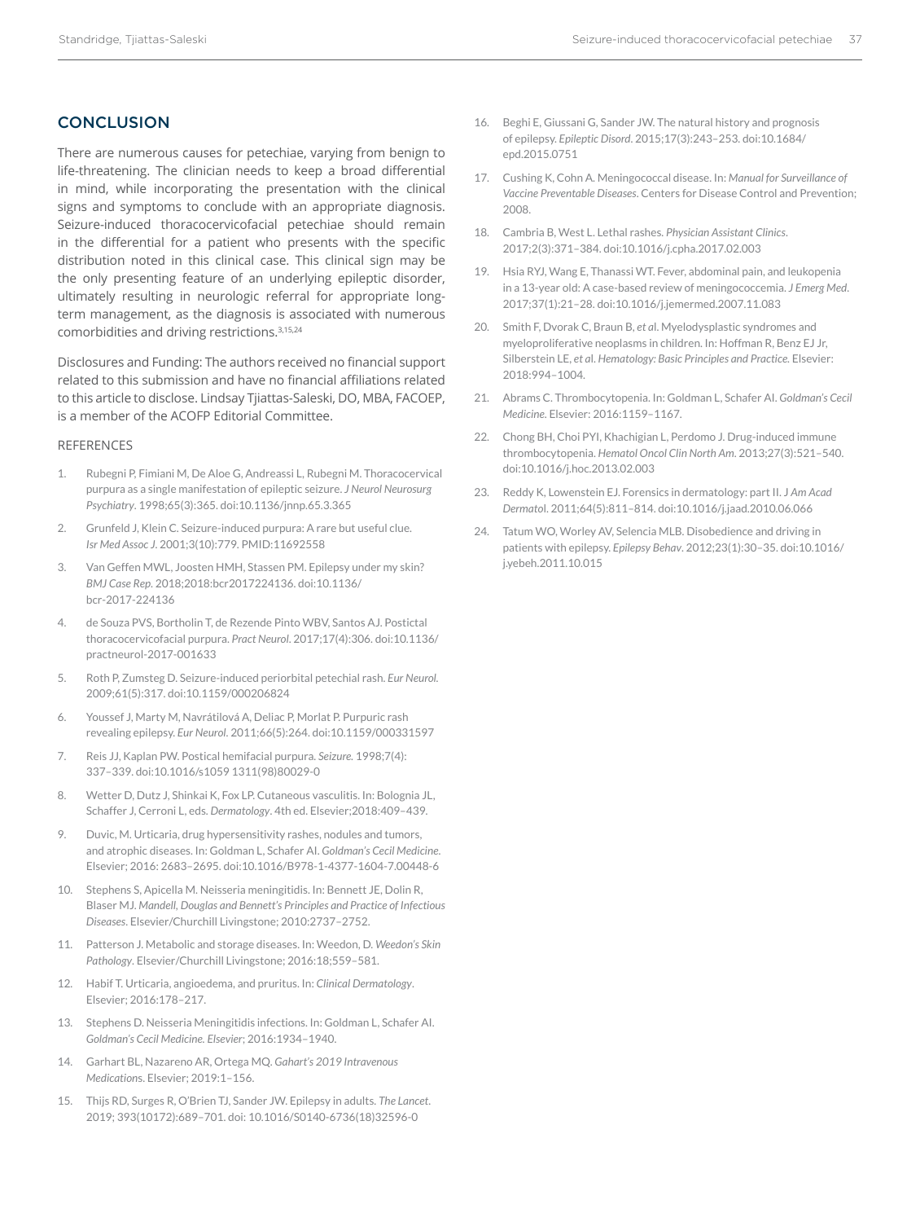## CONCLUSION

There are numerous causes for petechiae, varying from benign to life-threatening. The clinician needs to keep a broad differential in mind, while incorporating the presentation with the clinical signs and symptoms to conclude with an appropriate diagnosis. Seizure-induced thoracocervicofacial petechiae should remain in the differential for a patient who presents with the specific distribution noted in this clinical case. This clinical sign may be the only presenting feature of an underlying epileptic disorder, ultimately resulting in neurologic referral for appropriate long-term management, as the diagnosis is associated with numerous comorbidities and driving restrictions.[3,15,24]

Disclosures and Funding: The authors received no financial support related to this submission and have no financial affiliations related to this article to disclose. Lindsay Tjiattas-Saleski, DO, MBA, FACOEP, is a member of the ACOFP Editorial Committee.

### REFERENCES

1. Rubegni P, Fimiani M, De Aloe G, Andreassi L, Rubegni M. Thoracocervical purpura as a single manifestation of epileptic seizure. *J Neurol Neurosurg Psychiatry*. 1998;65(3):365. doi:10.1136/jnnp.65.3.365
2. Grunfeld J, Klein C. Seizure-induced purpura: A rare but useful clue. *Isr Med Assoc J*. 2001;3(10):779. PMID:11692558
3. Van Geffen MWL, Joosten HMH, Stassen PM. Epilepsy under my skin? *BMJ Case Rep*. 2018;2018:bcr2017224136. doi:10.1136/bcr-2017-224136
4. de Souza PVS, Bortholin T, de Rezende Pinto WBV, Santos AJ. Postictal thoracocervicofacial purpura. *Pract Neurol*. 2017;17(4):306. doi:10.1136/practneurol-2017-001633
5. Roth P, Zumsteg D. Seizure-induced periorbital petechial rash. *Eur Neurol*. 2009;61(5):317. doi:10.1159/000206824
6. Youssef J, Marty M, Navrátilová A, Deliac P, Morlat P. Purpuric rash revealing epilepsy. *Eur Neurol*. 2011;66(5):264. doi:10.1159/000331597
7. Reis JJ, Kaplan PW. Postical hemifacial purpura. *Seizure*. 1998;7(4): 337–339. doi:10.1016/s1059 1311(98)80029-0
8. Wetter D, Dutz J, Shinkai K, Fox LP. Cutaneous vasculitis. In: Bolognia JL, Schaffer J, Cerroni L, eds. *Dermatology*. 4th ed. Elsevier;2018:409–439.
9. Duvic, M. Urticaria, drug hypersensitivity rashes, nodules and tumors, and atrophic diseases. In: Goldman L, Schafer AI. *Goldman's Cecil Medicine*. Elsevier; 2016: 2683–2695. doi:10.1016/B978-1-4377-1604-7.00448-6
10. Stephens S, Apicella M. Neisseria meningitidis. In: Bennett JE, Dolin R, Blaser MJ. *Mandell, Douglas and Bennett's Principles and Practice of Infectious Diseases*. Elsevier/Churchill Livingstone; 2010:2737–2752.
11. Patterson J. Metabolic and storage diseases. In: Weedon, D. *Weedon's Skin Pathology*. Elsevier/Churchill Livingstone; 2016:18;559–581.
12. Habif T. Urticaria, angioedema, and pruritus. In: *Clinical Dermatology*. Elsevier; 2016:178–217.
13. Stephens D. Neisseria Meningitidis infections. In: Goldman L, Schafer AI. *Goldman's Cecil Medicine. Elsevier*; 2016:1934–1940.
14. Garhart BL, Nazareno AR, Ortega MQ. *Gahart's 2019 Intravenous Medications*. Elsevier; 2019:1–156.
15. Thijs RD, Surges R, O'Brien TJ, Sander JW. Epilepsy in adults. *The Lancet*. 2019; 393(10172):689–701. doi: 10.1016/S0140-6736(18)32596-0
16. Beghi E, Giussani G, Sander JW. The natural history and prognosis of epilepsy. *Epileptic Disord*. 2015;17(3):243–253. doi:10.1684/epd.2015.0751
17. Cushing K, Cohn A. Meningococcal disease. In: *Manual for Surveillance of Vaccine Preventable Diseases*. Centers for Disease Control and Prevention; 2008.
18. Cambria B, West L. Lethal rashes. *Physician Assistant Clinics*. 2017;2(3):371–384. doi:10.1016/j.cpha.2017.02.003
19. Hsia RYJ, Wang E, Thanassi WT. Fever, abdominal pain, and leukopenia in a 13-year old: A case-based review of meningococcemia. *J Emerg Med*. 2017;37(1):21–28. doi:10.1016/j.jemermed.2007.11.083
20. Smith F, Dvorak C, Braun B, *et al*. Myelodysplastic syndromes and myeloproliferative neoplasms in children. In: Hoffman R, Benz EJ Jr, Silberstein LE, *et al*. *Hematology: Basic Principles and Practice*. Elsevier: 2018:994–1004.
21. Abrams C. Thrombocytopenia. In: Goldman L, Schafer AI. *Goldman's Cecil Medicine*. Elsevier: 2016:1159–1167.
22. Chong BH, Choi PYI, Khachigian L, Perdomo J. Drug-induced immune thrombocytopenia. *Hematol Oncol Clin North Am*. 2013;27(3):521–540. doi:10.1016/j.hoc.2013.02.003
23. Reddy K, Lowenstein EJ. Forensics in dermatology: part II. *J Am Acad Dermatol*. 2011;64(5):811–814. doi:10.1016/j.jaad.2010.06.066
24. Tatum WO, Worley AV, Selencia MLB. Disobedience and driving in patients with epilepsy. *Epilepsy Behav*. 2012;23(1):30–35. doi:10.1016/j.yebeh.2011.10.015